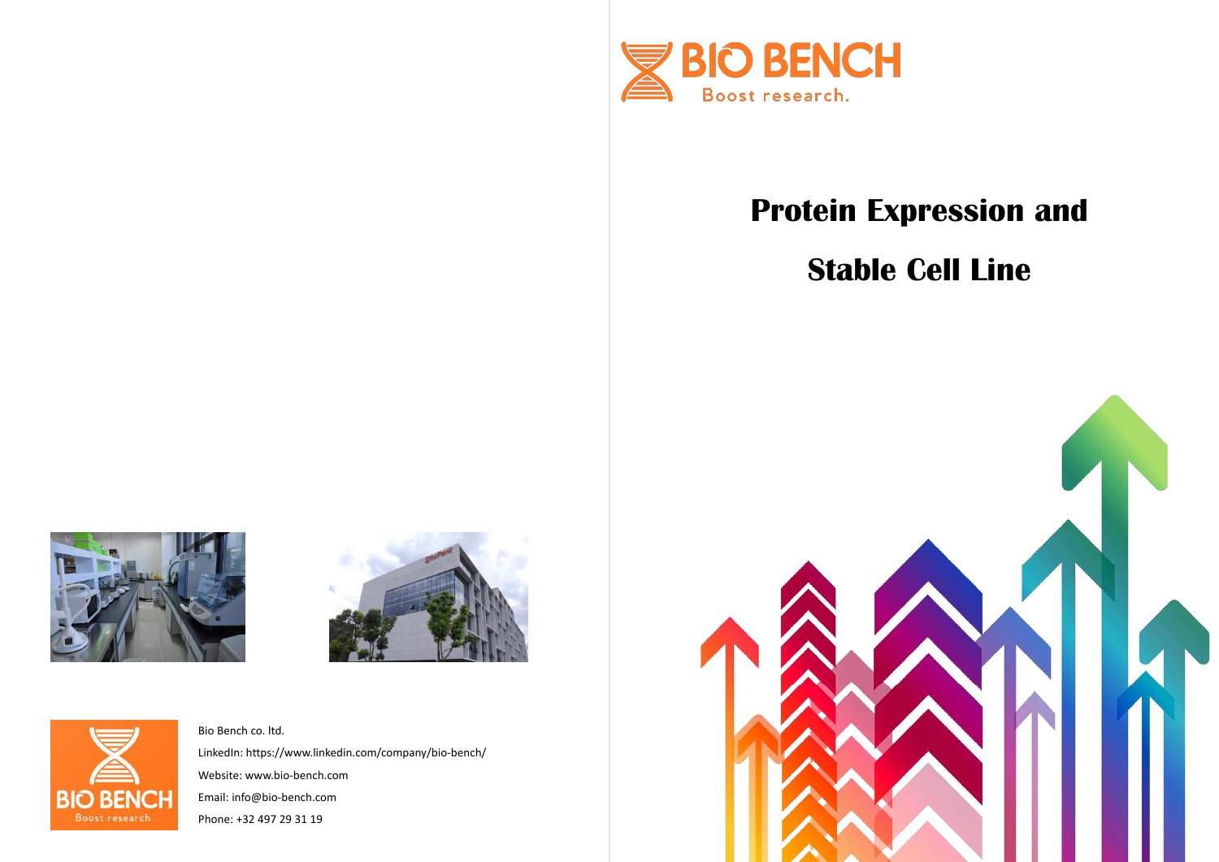BIO BENCH

Boost research.

# Protein Expression and Stable Cell Line

BIO BENCH

Boost research.

Bio Bench co. ltd.

LinkedIn: https://www.linkedin.com/company/bio-bench/

Website: www.bio-bench.com

Email: info@bio-bench.com

Phone: +32 497 29 31 19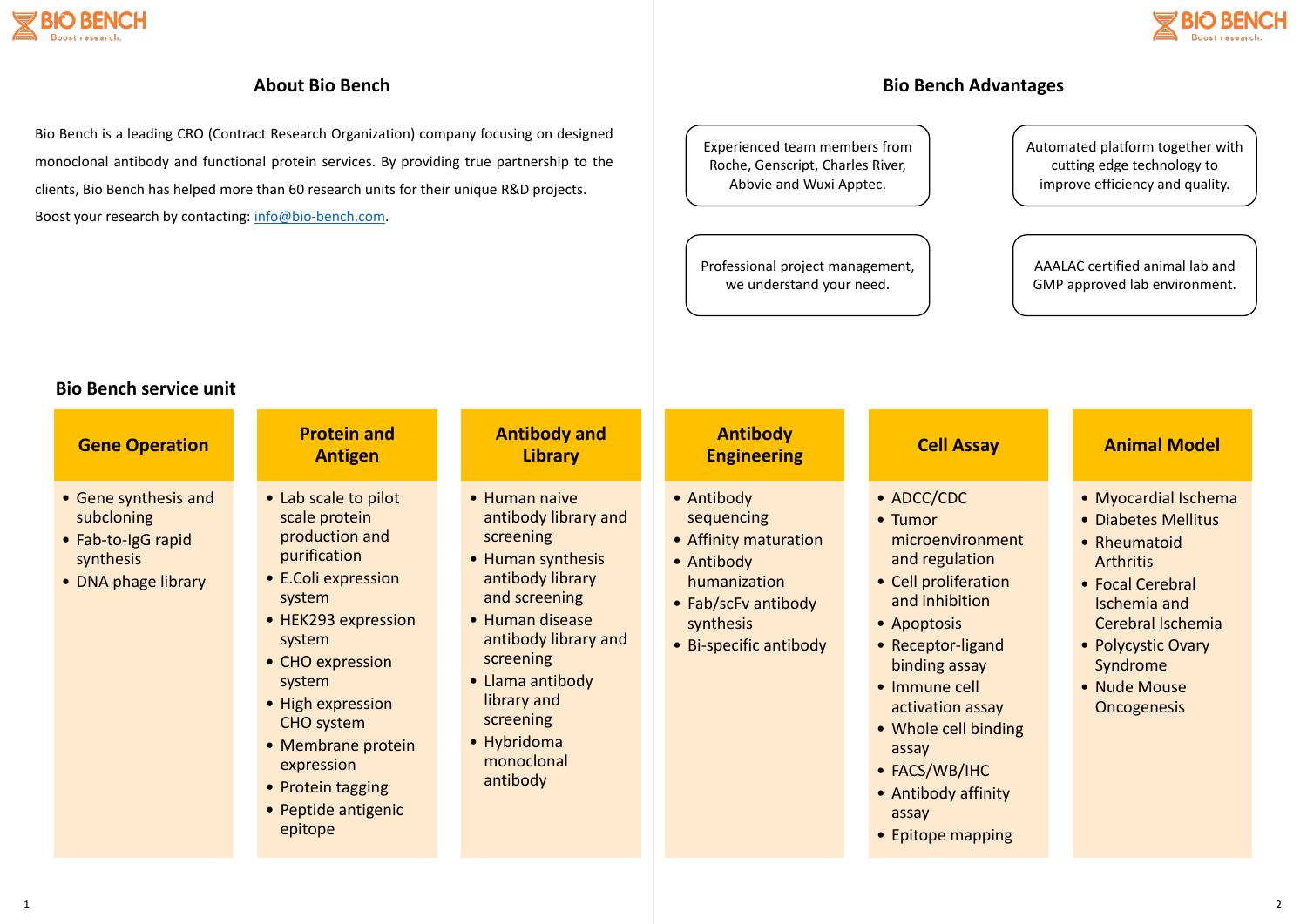## About Bio Bench

Bio Bench is a leading CRO (Contract Research Organization) company focusing on designed monoclonal antibody and functional protein services. By providing true partnership to the clients, Bio Bench has helped more than 60 research units for their unique R&D projects. Boost your research by contacting: info@bio-bench.com.

## Bio Bench Advantages

- Experienced team members from Roche, Genscript, Charles River, Abbvie and Wuxi Apptec.
- Automated platform together with cutting edge technology to improve efficiency and quality.
- Professional project management, we understand your need.
- AAALAC certified animal lab and GMP approved lab environment.

## Bio Bench service unit

### Gene Operation

- Gene synthesis and subcloning
- Fab-to-IgG rapid synthesis
- DNA phage library

### Protein and Antigen

- Lab scale to pilot scale protein production and purification
- E.Coli expression system
- HEK293 expression system
- CHO expression system
- High expression CHO system
- Membrane protein expression
- Protein tagging
- Peptide antigenic epitope

### Antibody and Library

- Human naive antibody library and screening
- Human synthesis antibody library and screening
- Human disease antibody library and screening
- Llama antibody library and screening
- Hybridoma monoclonal antibody

### Antibody Engineering

- Antibody sequencing
- Affinity maturation
- Antibody humanization
- Fab/scFv antibody synthesis
- Bi-specific antibody

### Cell Assay

- ADCC/CDC
- Tumor microenvironment and regulation
- Cell proliferation and inhibition
- Apoptosis
- Receptor-ligand binding assay
- Immune cell activation assay
- Whole cell binding assay
- FACS/WB/IHC
- Antibody affinity assay
- Epitope mapping

### Animal Model

- Myocardial Ischema
- Diabetes Mellitus
- Rheumatoid Arthritis
- Focal Cerebral Ischemia and Cerebral Ischemia
- Polycystic Ovary Syndrome
- Nude Mouse Oncogenesis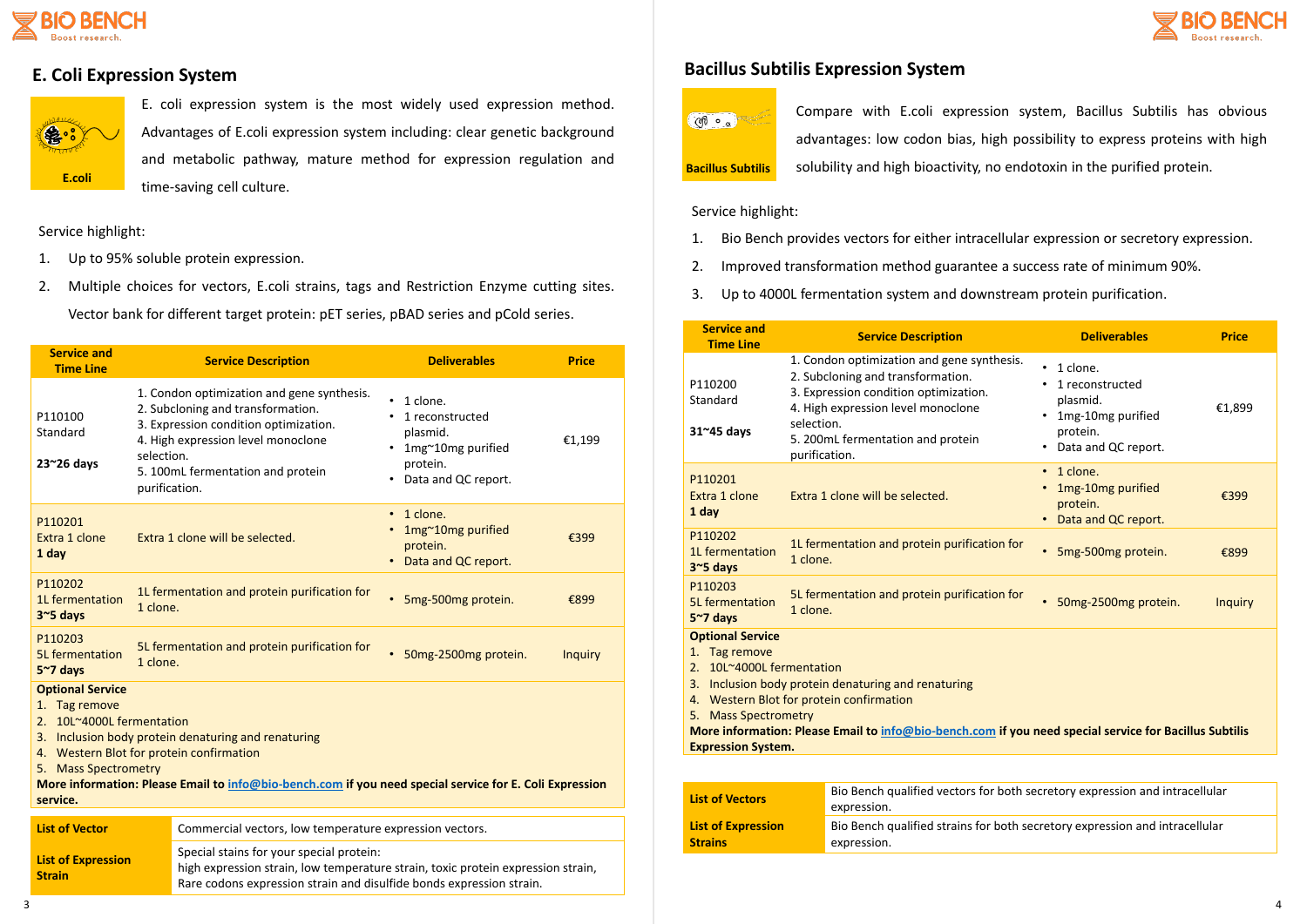## E. Coli Expression System

E.coli

E. coli expression system is the most widely used expression method. Advantages of E.coli expression system including: clear genetic background and metabolic pathway, mature method for expression regulation and time-saving cell culture.

Service highlight:

1. Up to 95% soluble protein expression.
2. Multiple choices for vectors, E.coli strains, tags and Restriction Enzyme cutting sites. Vector bank for different target protein: pET series, pBAD series and pCold series.

| Service and Time Line | Service Description | Deliverables | Price |
|---|---|---|---|
| P110100 Standard **23~26 days** | 1. Condon optimization and gene synthesis. 2. Subcloning and transformation. 3. Expression condition optimization. 4. High expression level monoclone selection. 5. 100mL fermentation and protein purification. | • 1 clone. • 1 reconstructed plasmid. • 1mg~10mg purified protein. • Data and QC report. | €1,199 |
| P110201 Extra 1 clone **1 day** | Extra 1 clone will be selected. | • 1 clone. • 1mg~10mg purified protein. • Data and QC report. | €399 |
| P110202 1L fermentation **3~5 days** | 1L fermentation and protein purification for 1 clone. | • 5mg-500mg protein. | €899 |
| P110203 5L fermentation **5~7 days** | 5L fermentation and protein purification for 1 clone. | • 50mg-2500mg protein. | Inquiry |

**Optional Service**

1. Tag remove
2. 10L~4000L fermentation
3. Inclusion body protein denaturing and renaturing
4. Western Blot for protein confirmation
5. Mass Spectrometry

**More information: Please Email to info@bio-bench.com if you need special service for E. Coli Expression service.**

| List of Vector | Commercial vectors, low temperature expression vectors. |
|---|---|
| **List of Expression Strain** | Special stains for your special protein: high expression strain, low temperature strain, toxic protein expression strain, Rare codons expression strain and disulfide bonds expression strain. |

## Bacillus Subtilis Expression System

Bacillus Subtilis

Compare with E.coli expression system, Bacillus Subtilis has obvious advantages: low codon bias, high possibility to express proteins with high solubility and high bioactivity, no endotoxin in the purified protein.

Service highlight:

1. Bio Bench provides vectors for either intracellular expression or secretory expression.
2. Improved transformation method guarantee a success rate of minimum 90%.
3. Up to 4000L fermentation system and downstream protein purification.

| Service and Time Line | Service Description | Deliverables | Price |
|---|---|---|---|
| P110200 Standard **31~45 days** | 1. Condon optimization and gene synthesis. 2. Subcloning and transformation. 3. Expression condition optimization. 4. High expression level monoclone selection. 5. 200mL fermentation and protein purification. | • 1 clone. • 1 reconstructed plasmid. • 1mg-10mg purified protein. • Data and QC report. | €1,899 |
| P110201 Extra 1 clone **1 day** | Extra 1 clone will be selected. | • 1 clone. • 1mg-10mg purified protein. • Data and QC report. | €399 |
| P110202 1L fermentation **3~5 days** | 1L fermentation and protein purification for 1 clone. | • 5mg-500mg protein. | €899 |
| P110203 5L fermentation **5~7 days** | 5L fermentation and protein purification for 1 clone. | • 50mg-2500mg protein. | Inquiry |

**Optional Service**

1. Tag remove
2. 10L~4000L fermentation
3. Inclusion body protein denaturing and renaturing
4. Western Blot for protein confirmation
5. Mass Spectrometry

**More information: Please Email to info@bio-bench.com if you need special service for Bacillus Subtilis Expression System.**

| List of Vectors | Bio Bench qualified vectors for both secretory expression and intracellular expression. |
|---|---|
| **List of Expression Strains** | Bio Bench qualified strains for both secretory expression and intracellular expression. |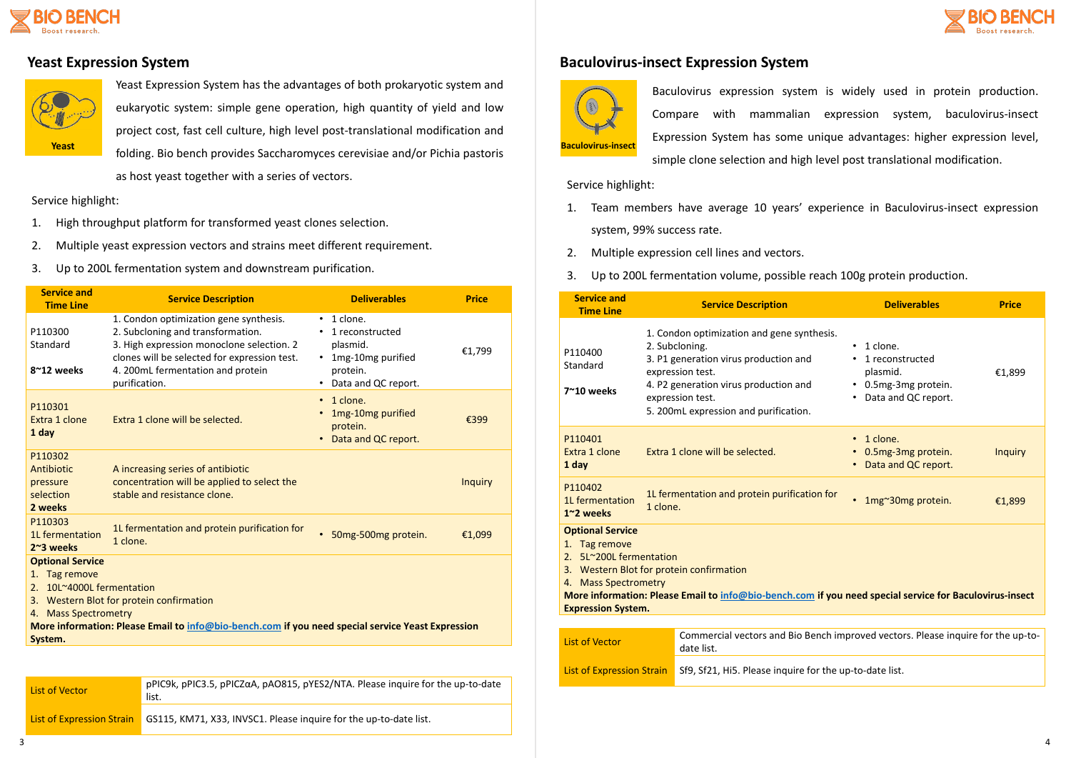## Yeast Expression System

Yeast

Yeast Expression System has the advantages of both prokaryotic system and eukaryotic system: simple gene operation, high quantity of yield and low project cost, fast cell culture, high level post-translational modification and folding. Bio bench provides Saccharomyces cerevisiae and/or Pichia pastoris as host yeast together with a series of vectors.

Service highlight:

1. High throughput platform for transformed yeast clones selection.
2. Multiple yeast expression vectors and strains meet different requirement.
3. Up to 200L fermentation system and downstream purification.

| Service and Time Line | Service Description | Deliverables | Price |
|---|---|---|---|
| P110300 Standard **8~12 weeks** | 1. Condon optimization gene synthesis. 2. Subcloning and transformation. 3. High expression monoclone selection. 2 clones will be selected for expression test. 4. 200mL fermentation and protein purification. | • 1 clone. • 1 reconstructed plasmid. • 1mg-10mg purified protein. • Data and QC report. | €1,799 |
| P110301 Extra 1 clone **1 day** | Extra 1 clone will be selected. | • 1 clone. • 1mg-10mg purified protein. • Data and QC report. | €399 |
| P110302 Antibiotic pressure selection **2 weeks** | A increasing series of antibiotic concentration will be applied to select the stable and resistance clone. | | Inquiry |
| P110303 1L fermentation **2~3 weeks** | 1L fermentation and protein purification for 1 clone. | • 50mg-500mg protein. | €1,099 |

**Optional Service**

1. Tag remove
2. 10L~4000L fermentation
3. Western Blot for protein confirmation
4. Mass Spectrometry

**More information: Please Email to info@bio-bench.com if you need special service Yeast Expression System.**

| List of Vector | pPIC9k, pPIC3.5, pPICZαA, pAO815, pYES2/NTA. Please inquire for the up-to-date list. |
|---|---|
| List of Expression Strain | GS115, KM71, X33, INVSC1. Please inquire for the up-to-date list. |

## Baculovirus-insect Expression System

Baculovirus-insect

Baculovirus expression system is widely used in protein production. Compare with mammalian expression system, baculovirus-insect Expression System has some unique advantages: higher expression level, simple clone selection and high level post translational modification.

Service highlight:

1. Team members have average 10 years' experience in Baculovirus-insect expression system, 99% success rate.
2. Multiple expression cell lines and vectors.
3. Up to 200L fermentation volume, possible reach 100g protein production.

| Service and Time Line | Service Description | Deliverables | Price |
|---|---|---|---|
| P110400 Standard **7~10 weeks** | 1. Condon optimization and gene synthesis. 2. Subcloning. 3. P1 generation virus production and expression test. 4. P2 generation virus production and expression test. 5. 200mL expression and purification. | • 1 clone. • 1 reconstructed plasmid. • 0.5mg-3mg protein. • Data and QC report. | €1,899 |
| P110401 Extra 1 clone **1 day** | Extra 1 clone will be selected. | • 1 clone. • 0.5mg-3mg protein. • Data and QC report. | Inquiry |
| P110402 1L fermentation **1~2 weeks** | 1L fermentation and protein purification for 1 clone. | • 1mg~30mg protein. | €1,899 |

**Optional Service**

1. Tag remove
2. 5L~200L fermentation
3. Western Blot for protein confirmation
4. Mass Spectrometry

**More information: Please Email to info@bio-bench.com if you need special service for Baculovirus-insect Expression System.**

| List of Vector | Commercial vectors and Bio Bench improved vectors. Please inquire for the up-to-date list. |
|---|---|
| List of Expression Strain | Sf9, Sf21, Hi5. Please inquire for the up-to-date list. |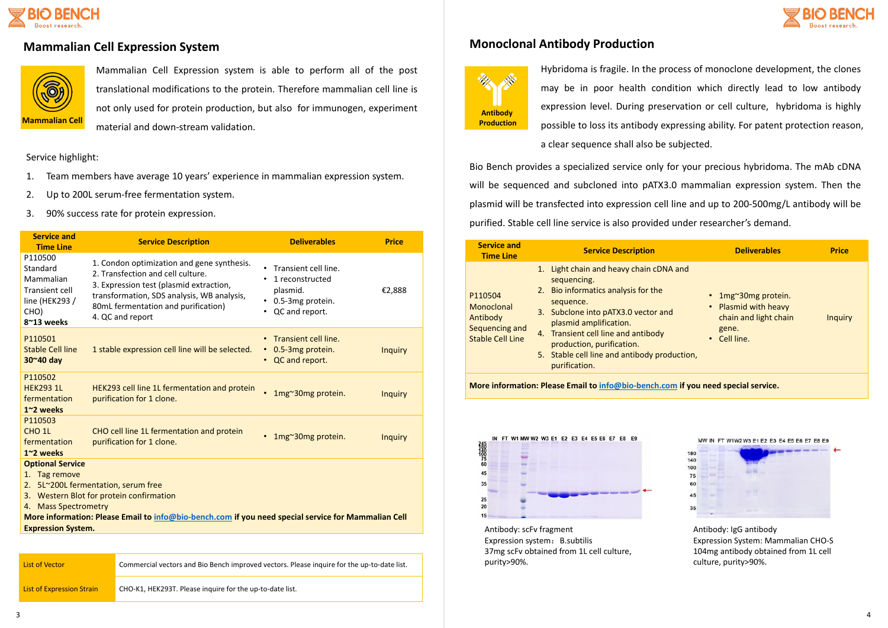## Mammalian Cell Expression System

Mammalian Cell

Mammalian Cell Expression system is able to perform all of the post translational modifications to the protein. Therefore mammalian cell line is not only used for protein production, but also for immunogen, experiment material and down-stream validation.

Service highlight:

1. Team members have average 10 years' experience in mammalian expression system.
2. Up to 200L serum-free fermentation system.
3. 90% success rate for protein expression.

| Service and Time Line | Service Description | Deliverables | Price |
|---|---|---|---|
| P110500 Standard Mammalian Transient cell line (HEK293 / CHO) **8~13 weeks** | 1. Condon optimization and gene synthesis. 2. Transfection and cell culture. 3. Expression test (plasmid extraction, transformation, SDS analysis, WB analysis, 80mL fermentation and purification) 4. QC and report | • Transient cell line. • 1 reconstructed plasmid. • 0.5-3mg protein. • QC and report. | €2,888 |
| P110501 Stable Cell line **30~40 day** | 1 stable expression cell line will be selected. | • Transient cell line. • 0.5-3mg protein. • QC and report. | Inquiry |
| P110502 HEK293 1L fermentation **1~2 weeks** | HEK293 cell line 1L fermentation and protein purification for 1 clone. | • 1mg~30mg protein. | Inquiry |
| P110503 CHO 1L fermentation **1~2 weeks** | CHO cell line 1L fermentation and protein purification for 1 clone. | • 1mg~30mg protein. | Inquiry |

**Optional Service**

1. Tag remove
2. 5L~200L fermentation, serum free
3. Western Blot for protein confirmation
4. Mass Spectrometry

**More information: Please Email to info@bio-bench.com if you need special service for Mammalian Cell Expression System.**

| | |
|---|---|
| List of Vector | Commercial vectors and Bio Bench improved vectors. Please inquire for the up-to-date list. |
| List of Expression Strain | CHO-K1, HEK293T. Please inquire for the up-to-date list. |

## Monoclonal Antibody Production

Antibody Production

Hybridoma is fragile. In the process of monoclone development, the clones may be in poor health condition which directly lead to low antibody expression level. During preservation or cell culture, hybridoma is highly possible to loss its antibody expressing ability. For patent protection reason, a clear sequence shall also be subjected.

Bio Bench provides a specialized service only for your precious hybridoma. The mAb cDNA will be sequenced and subcloned into pATX3.0 mammalian expression system. Then the plasmid will be transfected into expression cell line and up to 200-500mg/L antibody will be purified. Stable cell line service is also provided under researcher's demand.

| Service and Time Line | Service Description | Deliverables | Price |
|---|---|---|---|
| P110504 Monoclonal Antibody Sequencing and Stable Cell Line | 1. Light chain and heavy chain cDNA and sequencing. 2. Bio informatics analysis for the sequence. 3. Subclone into pATX3.0 vector and plasmid amplification. 4. Transient cell line and antibody production, purification. 5. Stable cell line and antibody production, purification. | • 1mg~30mg protein. • Plasmid with heavy chain and light chain gene. • Cell line. | Inquiry |

**More information: Please Email to info@bio-bench.com if you need special service.**

IN FT W1 MW W2 W3 E1 E2 E3 E4 E5 E6 E7 E8 E9

245 180 140 100 75 60 45 35 25 20 15

Antibody: scFv fragment
Expression system：B.subtilis
37mg scFv obtained from 1L cell culture, purity>90%.

MW IN FT W1W2 W3 E1 E2 E3 E4 E5 E6 E7 E8 E9

180 140 100 75 60 45 35

Antibody: IgG antibody
Expression System: Mammalian CHO-S
104mg antibody obtained from 1L cell culture, purity>90%.